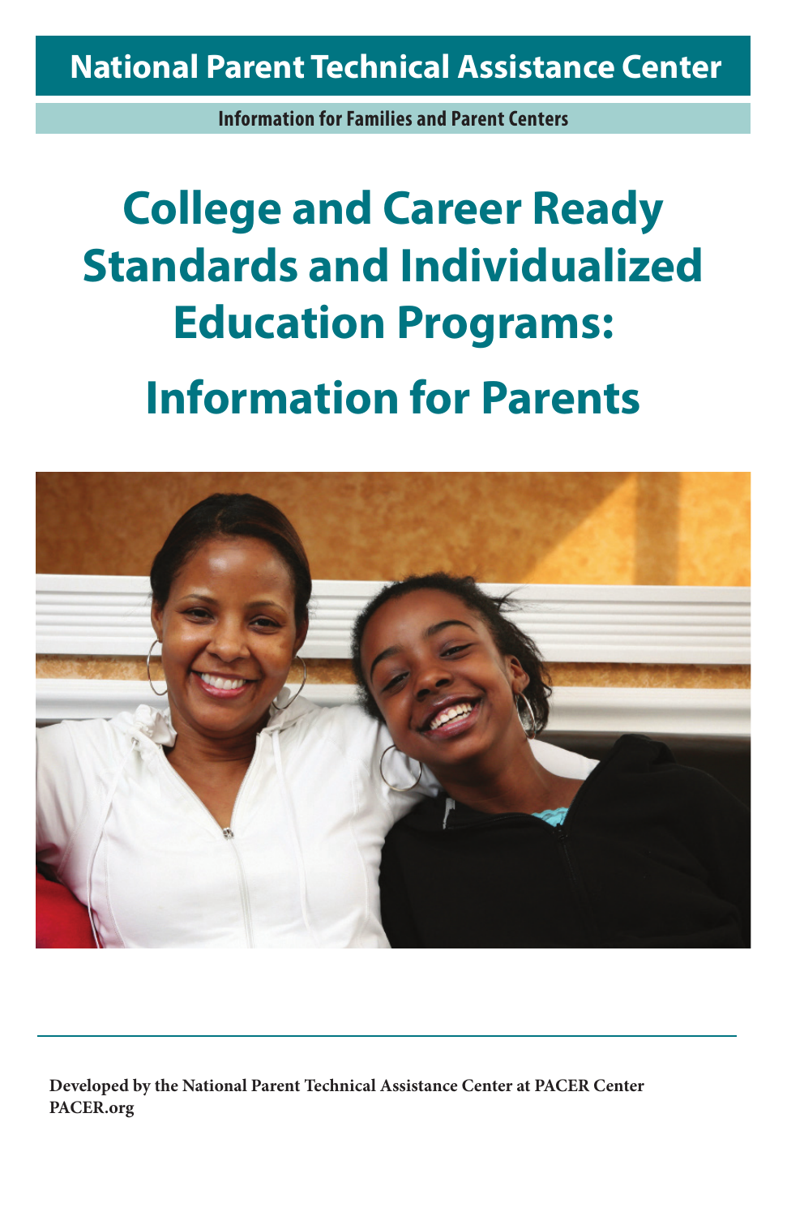National Parent Technical Assistance Center

Information for Families and Parent Centers

# College and Career Ready Standards and Individualized Education Programs:

# Information for Parents

**Developed by the National Parent Technical Assistance Center at PACER Center**
**PACER.org**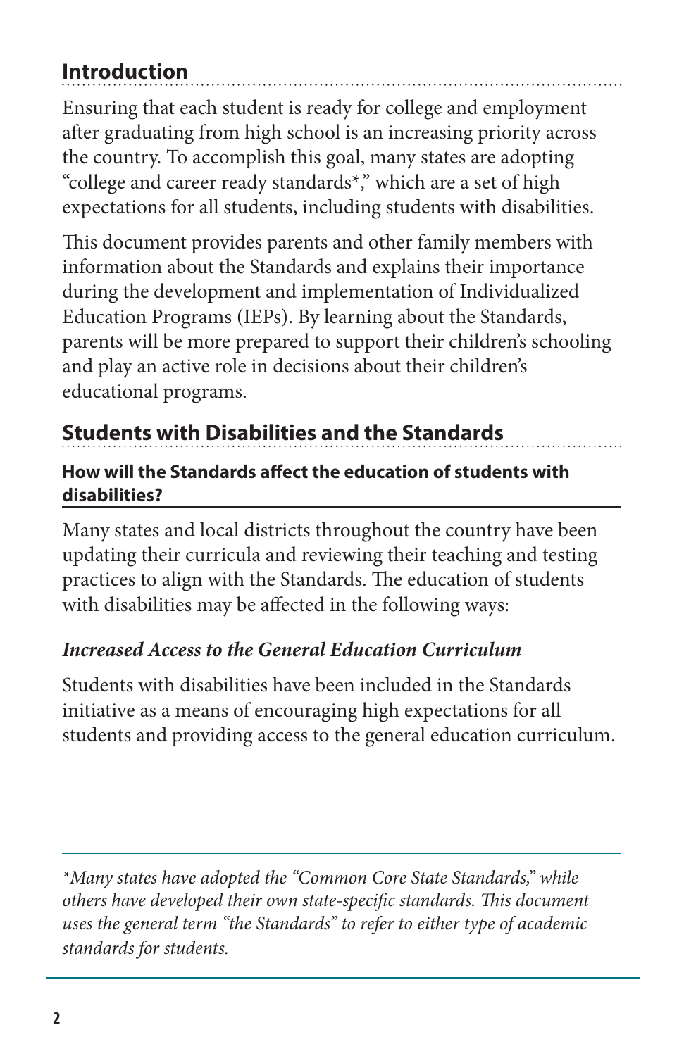## Introduction

Ensuring that each student is ready for college and employment after graduating from high school is an increasing priority across the country. To accomplish this goal, many states are adopting "college and career ready standards*," which are a set of high expectations for all students, including students with disabilities.

This document provides parents and other family members with information about the Standards and explains their importance during the development and implementation of Individualized Education Programs (IEPs). By learning about the Standards, parents will be more prepared to support their children's schooling and play an active role in decisions about their children's educational programs.

## Students with Disabilities and the Standards

### How will the Standards affect the education of students with disabilities?

Many states and local districts throughout the country have been updating their curricula and reviewing their teaching and testing practices to align with the Standards. The education of students with disabilities may be affected in the following ways:

#### *Increased Access to the General Education Curriculum*

Students with disabilities have been included in the Standards initiative as a means of encouraging high expectations for all students and providing access to the general education curriculum.

---

*\*Many states have adopted the "Common Core State Standards," while others have developed their own state-specific standards. This document uses the general term "the Standards" to refer to either type of academic standards for students.*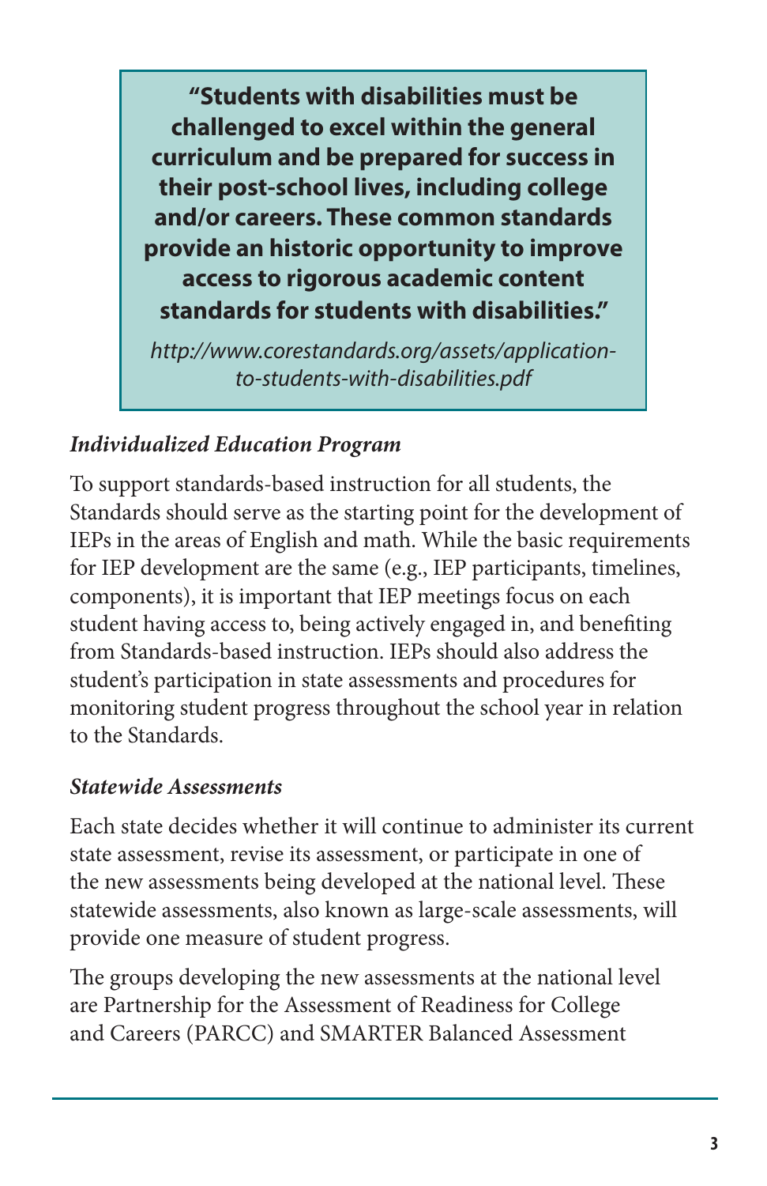> **"Students with disabilities must be challenged to excel within the general curriculum and be prepared for success in their post-school lives, including college and/or careers. These common standards provide an historic opportunity to improve access to rigorous academic content standards for students with disabilities."**
>
> *http://www.corestandards.org/assets/application-to-students-with-disabilities.pdf*

### *Individualized Education Program*

To support standards-based instruction for all students, the Standards should serve as the starting point for the development of IEPs in the areas of English and math. While the basic requirements for IEP development are the same (e.g., IEP participants, timelines, components), it is important that IEP meetings focus on each student having access to, being actively engaged in, and benefiting from Standards-based instruction. IEPs should also address the student's participation in state assessments and procedures for monitoring student progress throughout the school year in relation to the Standards.

### *Statewide Assessments*

Each state decides whether it will continue to administer its current state assessment, revise its assessment, or participate in one of the new assessments being developed at the national level. These statewide assessments, also known as large-scale assessments, will provide one measure of student progress.

The groups developing the new assessments at the national level are Partnership for the Assessment of Readiness for College and Careers (PARCC) and SMARTER Balanced Assessment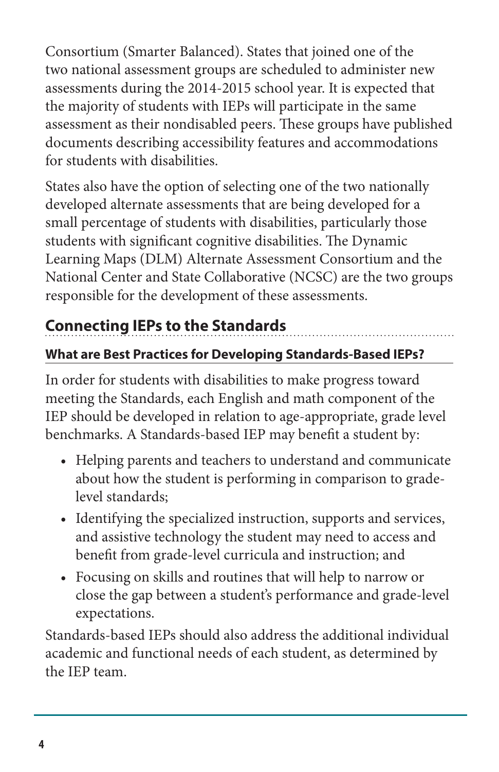Consortium (Smarter Balanced). States that joined one of the two national assessment groups are scheduled to administer new assessments during the 2014-2015 school year. It is expected that the majority of students with IEPs will participate in the same assessment as their nondisabled peers. These groups have published documents describing accessibility features and accommodations for students with disabilities.

States also have the option of selecting one of the two nationally developed alternate assessments that are being developed for a small percentage of students with disabilities, particularly those students with significant cognitive disabilities. The Dynamic Learning Maps (DLM) Alternate Assessment Consortium and the National Center and State Collaborative (NCSC) are the two groups responsible for the development of these assessments.

## Connecting IEPs to the Standards

### What are Best Practices for Developing Standards-Based IEPs?

In order for students with disabilities to make progress toward meeting the Standards, each English and math component of the IEP should be developed in relation to age-appropriate, grade level benchmarks. A Standards-based IEP may benefit a student by:

- Helping parents and teachers to understand and communicate about how the student is performing in comparison to grade-level standards;
- Identifying the specialized instruction, supports and services, and assistive technology the student may need to access and benefit from grade-level curricula and instruction; and
- Focusing on skills and routines that will help to narrow or close the gap between a student's performance and grade-level expectations.

Standards-based IEPs should also address the additional individual academic and functional needs of each student, as determined by the IEP team.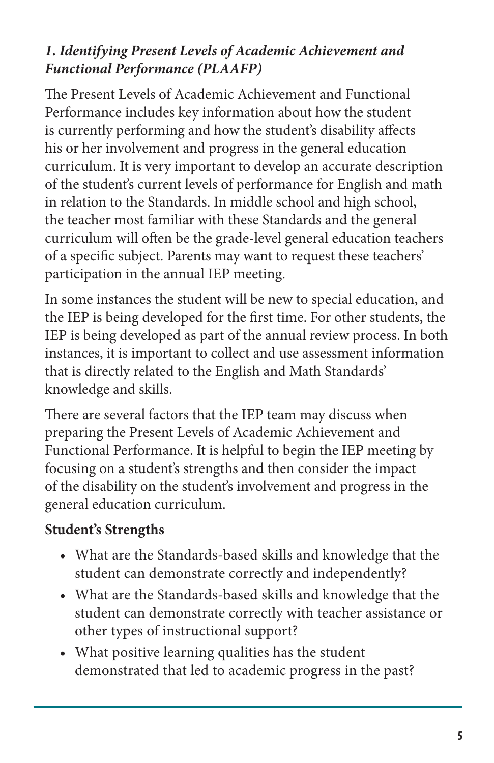### *1. Identifying Present Levels of Academic Achievement and Functional Performance (PLAAFP)*

The Present Levels of Academic Achievement and Functional Performance includes key information about how the student is currently performing and how the student's disability affects his or her involvement and progress in the general education curriculum. It is very important to develop an accurate description of the student's current levels of performance for English and math in relation to the Standards. In middle school and high school, the teacher most familiar with these Standards and the general curriculum will often be the grade-level general education teachers of a specific subject. Parents may want to request these teachers' participation in the annual IEP meeting.

In some instances the student will be new to special education, and the IEP is being developed for the first time. For other students, the IEP is being developed as part of the annual review process. In both instances, it is important to collect and use assessment information that is directly related to the English and Math Standards' knowledge and skills.

There are several factors that the IEP team may discuss when preparing the Present Levels of Academic Achievement and Functional Performance. It is helpful to begin the IEP meeting by focusing on a student's strengths and then consider the impact of the disability on the student's involvement and progress in the general education curriculum.

**Student's Strengths**

- What are the Standards-based skills and knowledge that the student can demonstrate correctly and independently?
- What are the Standards-based skills and knowledge that the student can demonstrate correctly with teacher assistance or other types of instructional support?
- What positive learning qualities has the student demonstrated that led to academic progress in the past?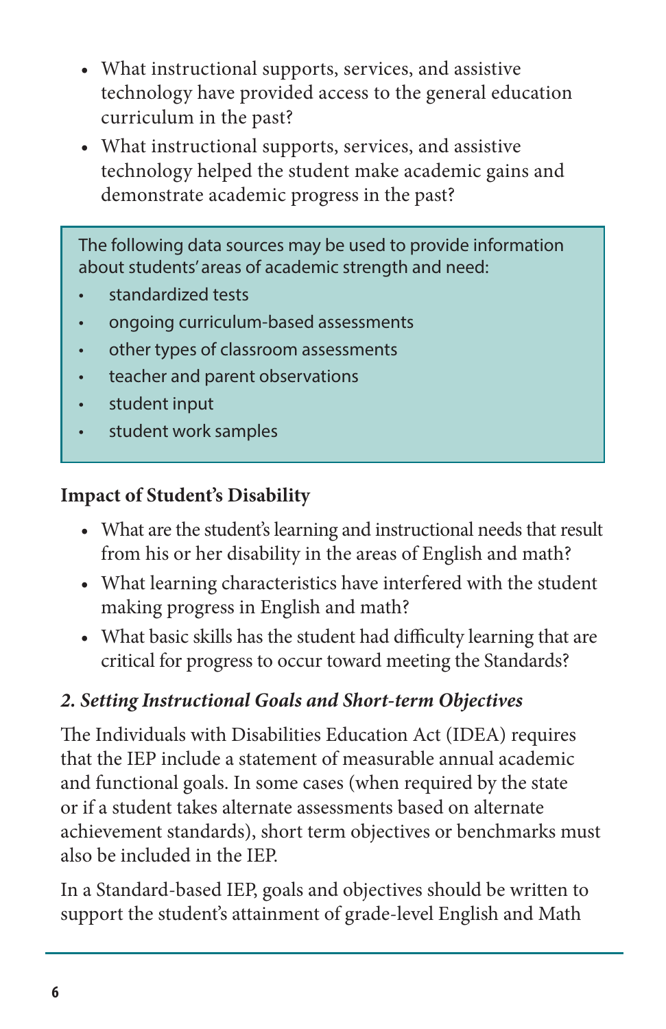- What instructional supports, services, and assistive technology have provided access to the general education curriculum in the past?
- What instructional supports, services, and assistive technology helped the student make academic gains and demonstrate academic progress in the past?

> The following data sources may be used to provide information about students' areas of academic strength and need:
>
> - standardized tests
> - ongoing curriculum-based assessments
> - other types of classroom assessments
> - teacher and parent observations
> - student input
> - student work samples

**Impact of Student's Disability**

- What are the student's learning and instructional needs that result from his or her disability in the areas of English and math?
- What learning characteristics have interfered with the student making progress in English and math?
- What basic skills has the student had difficulty learning that are critical for progress to occur toward meeting the Standards?

### *2. Setting Instructional Goals and Short-term Objectives*

The Individuals with Disabilities Education Act (IDEA) requires that the IEP include a statement of measurable annual academic and functional goals. In some cases (when required by the state or if a student takes alternate assessments based on alternate achievement standards), short term objectives or benchmarks must also be included in the IEP.

In a Standard-based IEP, goals and objectives should be written to support the student's attainment of grade-level English and Math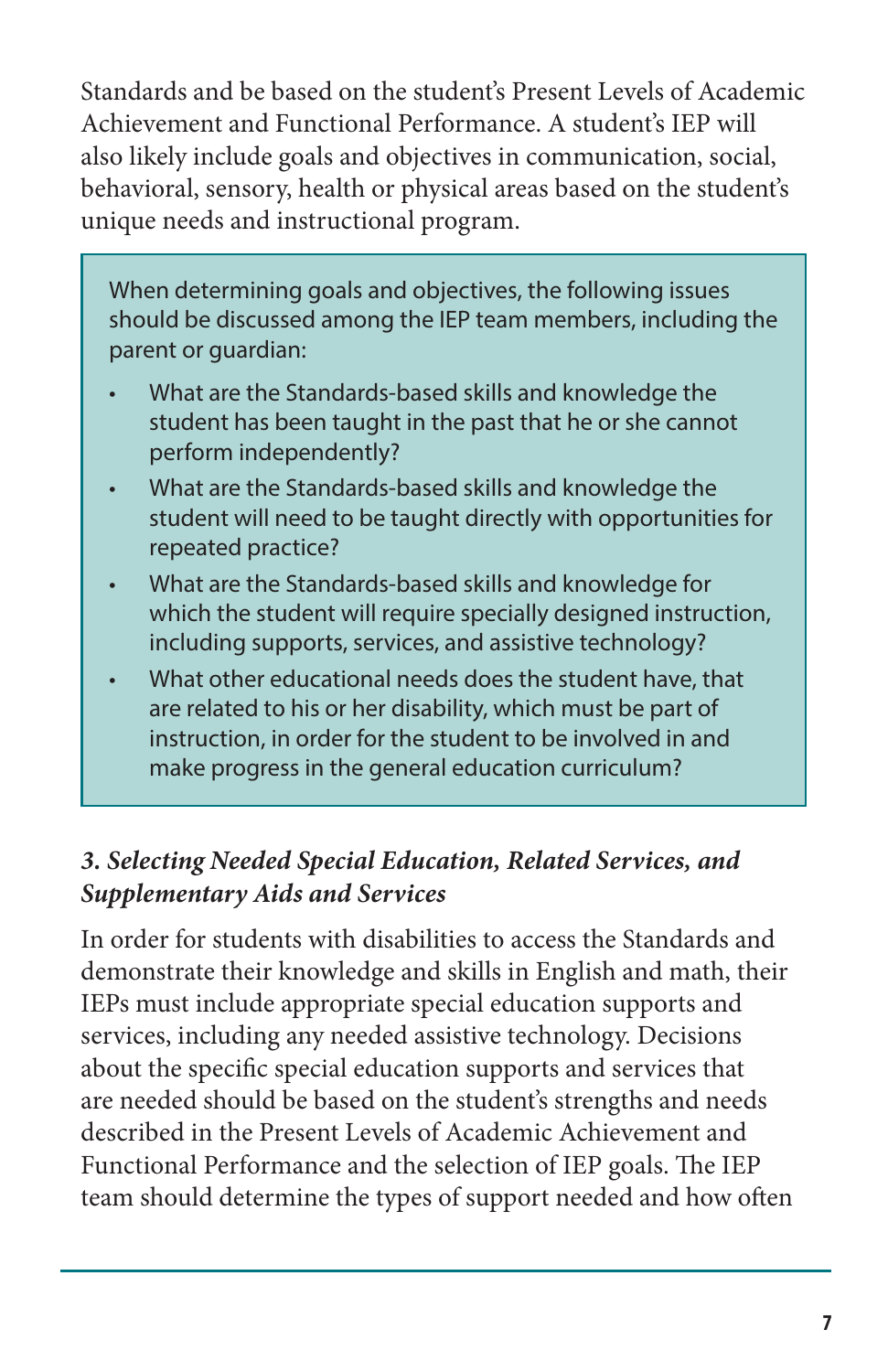Standards and be based on the student's Present Levels of Academic Achievement and Functional Performance. A student's IEP will also likely include goals and objectives in communication, social, behavioral, sensory, health or physical areas based on the student's unique needs and instructional program.

> When determining goals and objectives, the following issues should be discussed among the IEP team members, including the parent or guardian:
>
> - What are the Standards-based skills and knowledge the student has been taught in the past that he or she cannot perform independently?
> - What are the Standards-based skills and knowledge the student will need to be taught directly with opportunities for repeated practice?
> - What are the Standards-based skills and knowledge for which the student will require specially designed instruction, including supports, services, and assistive technology?
> - What other educational needs does the student have, that are related to his or her disability, which must be part of instruction, in order for the student to be involved in and make progress in the general education curriculum?

### *3. Selecting Needed Special Education, Related Services, and Supplementary Aids and Services*

In order for students with disabilities to access the Standards and demonstrate their knowledge and skills in English and math, their IEPs must include appropriate special education supports and services, including any needed assistive technology. Decisions about the specific special education supports and services that are needed should be based on the student's strengths and needs described in the Present Levels of Academic Achievement and Functional Performance and the selection of IEP goals. The IEP team should determine the types of support needed and how often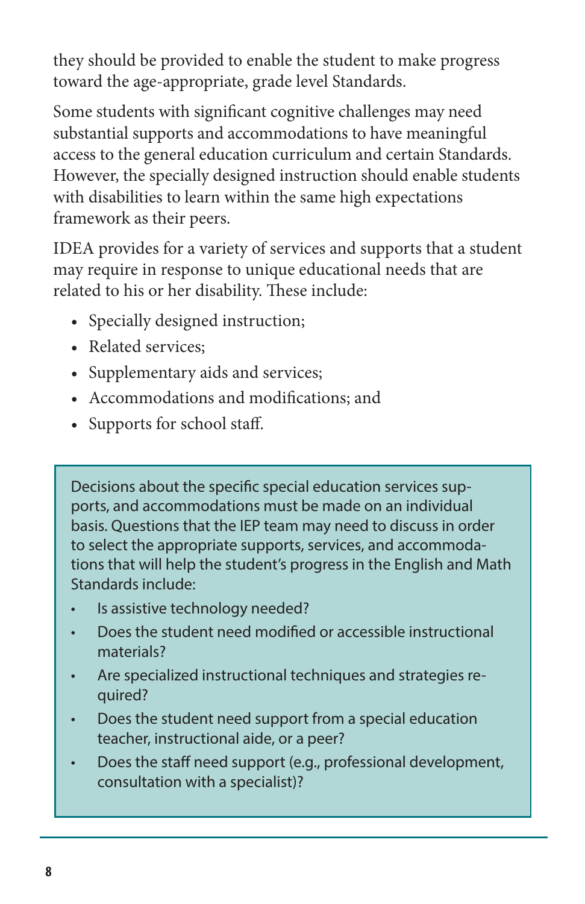they should be provided to enable the student to make progress toward the age-appropriate, grade level Standards.

Some students with significant cognitive challenges may need substantial supports and accommodations to have meaningful access to the general education curriculum and certain Standards. However, the specially designed instruction should enable students with disabilities to learn within the same high expectations framework as their peers.

IDEA provides for a variety of services and supports that a student may require in response to unique educational needs that are related to his or her disability. These include:

- Specially designed instruction;
- Related services;
- Supplementary aids and services;
- Accommodations and modifications; and
- Supports for school staff.

> Decisions about the specific special education services supports, and accommodations must be made on an individual basis. Questions that the IEP team may need to discuss in order to select the appropriate supports, services, and accommodations that will help the student's progress in the English and Math Standards include:
>
> - Is assistive technology needed?
> - Does the student need modified or accessible instructional materials?
> - Are specialized instructional techniques and strategies required?
> - Does the student need support from a special education teacher, instructional aide, or a peer?
> - Does the staff need support (e.g., professional development, consultation with a specialist)?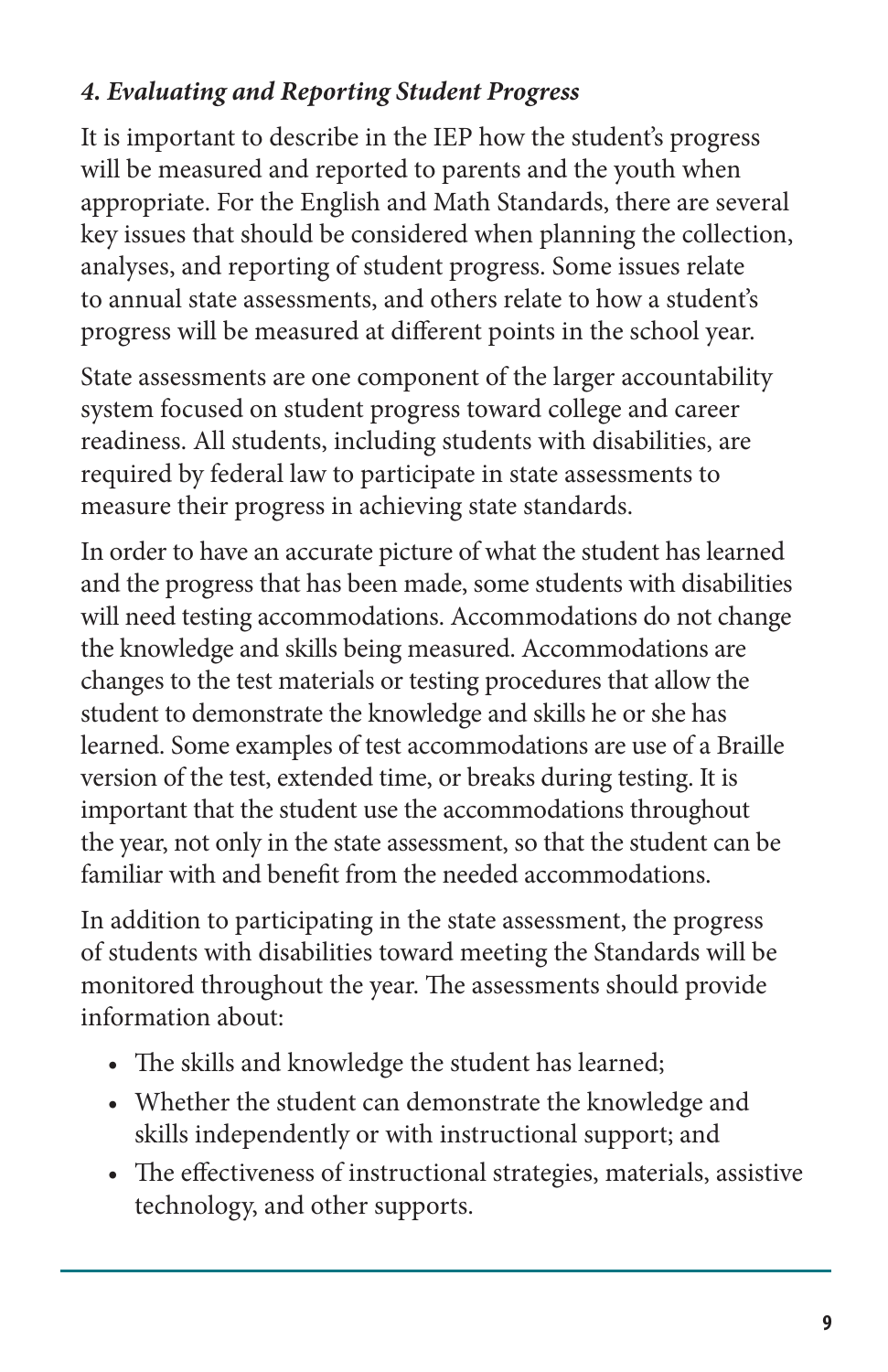### *4. Evaluating and Reporting Student Progress*

It is important to describe in the IEP how the student's progress will be measured and reported to parents and the youth when appropriate. For the English and Math Standards, there are several key issues that should be considered when planning the collection, analyses, and reporting of student progress. Some issues relate to annual state assessments, and others relate to how a student's progress will be measured at different points in the school year.

State assessments are one component of the larger accountability system focused on student progress toward college and career readiness. All students, including students with disabilities, are required by federal law to participate in state assessments to measure their progress in achieving state standards.

In order to have an accurate picture of what the student has learned and the progress that has been made, some students with disabilities will need testing accommodations. Accommodations do not change the knowledge and skills being measured. Accommodations are changes to the test materials or testing procedures that allow the student to demonstrate the knowledge and skills he or she has learned. Some examples of test accommodations are use of a Braille version of the test, extended time, or breaks during testing. It is important that the student use the accommodations throughout the year, not only in the state assessment, so that the student can be familiar with and benefit from the needed accommodations.

In addition to participating in the state assessment, the progress of students with disabilities toward meeting the Standards will be monitored throughout the year. The assessments should provide information about:

- The skills and knowledge the student has learned;
- Whether the student can demonstrate the knowledge and skills independently or with instructional support; and
- The effectiveness of instructional strategies, materials, assistive technology, and other supports.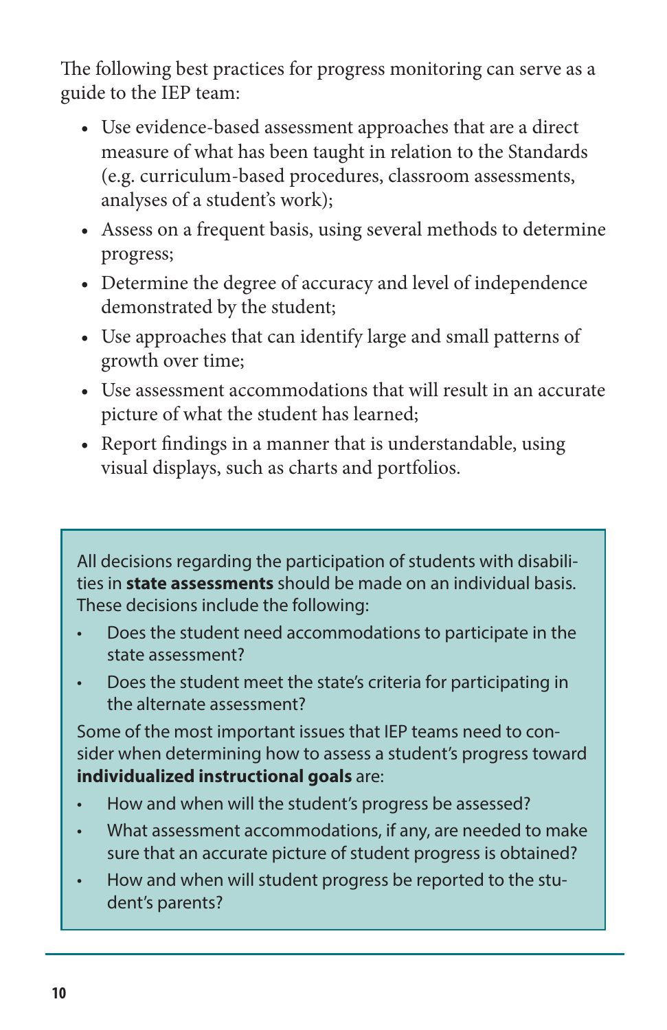The following best practices for progress monitoring can serve as a guide to the IEP team:

- Use evidence-based assessment approaches that are a direct measure of what has been taught in relation to the Standards (e.g. curriculum-based procedures, classroom assessments, analyses of a student's work);
- Assess on a frequent basis, using several methods to determine progress;
- Determine the degree of accuracy and level of independence demonstrated by the student;
- Use approaches that can identify large and small patterns of growth over time;
- Use assessment accommodations that will result in an accurate picture of what the student has learned;
- Report findings in a manner that is understandable, using visual displays, such as charts and portfolios.

All decisions regarding the participation of students with disabilities in **state assessments** should be made on an individual basis. These decisions include the following:

- Does the student need accommodations to participate in the state assessment?
- Does the student meet the state's criteria for participating in the alternate assessment?

Some of the most important issues that IEP teams need to consider when determining how to assess a student's progress toward **individualized instructional goals** are:

- How and when will the student's progress be assessed?
- What assessment accommodations, if any, are needed to make sure that an accurate picture of student progress is obtained?
- How and when will student progress be reported to the student's parents?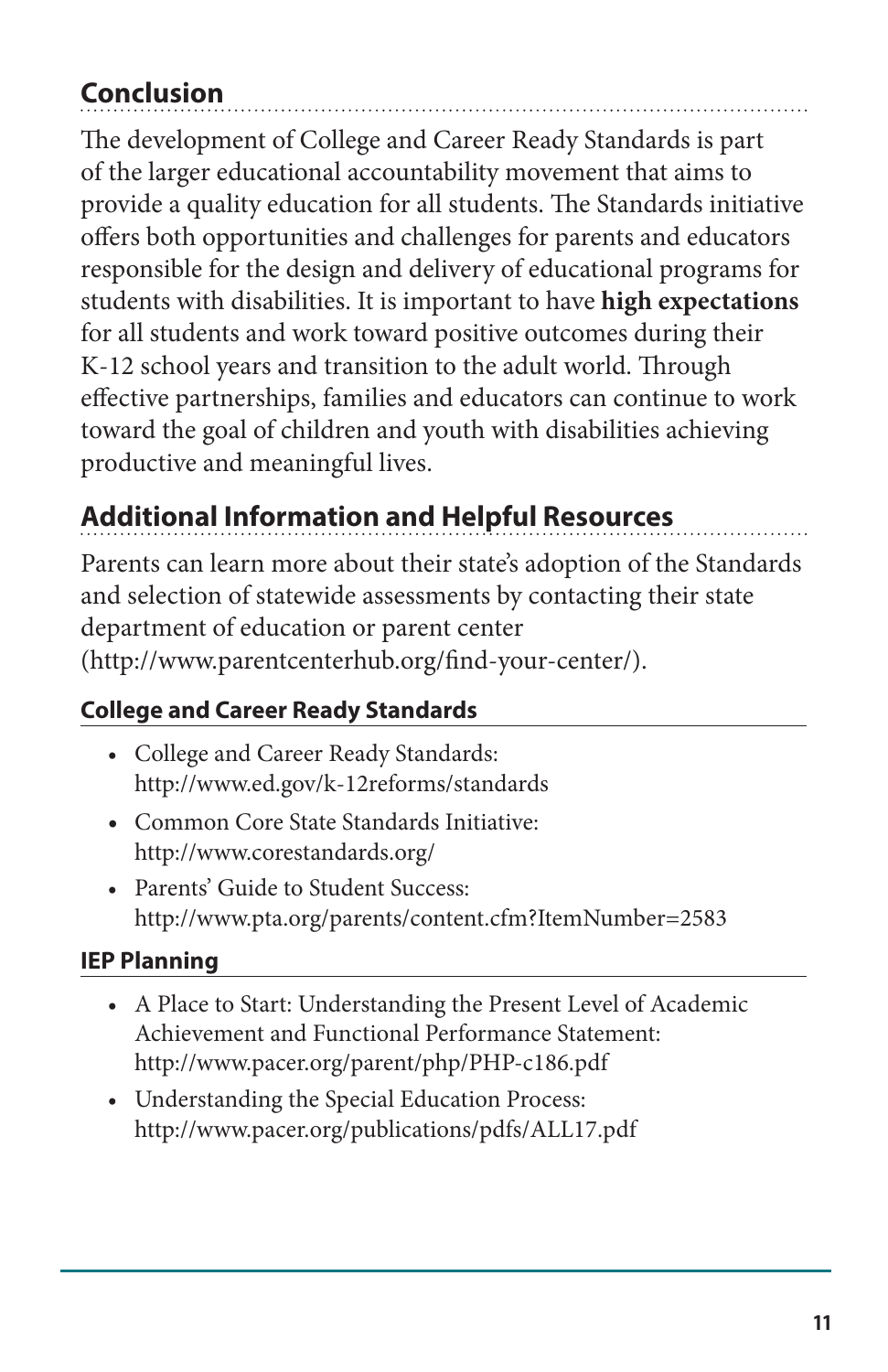## Conclusion

The development of College and Career Ready Standards is part of the larger educational accountability movement that aims to provide a quality education for all students. The Standards initiative offers both opportunities and challenges for parents and educators responsible for the design and delivery of educational programs for students with disabilities. It is important to have **high expectations** for all students and work toward positive outcomes during their K-12 school years and transition to the adult world. Through effective partnerships, families and educators can continue to work toward the goal of children and youth with disabilities achieving productive and meaningful lives.

## Additional Information and Helpful Resources

Parents can learn more about their state's adoption of the Standards and selection of statewide assessments by contacting their state department of education or parent center (http://www.parentcenterhub.org/find-your-center/).

### College and Career Ready Standards

- College and Career Ready Standards: http://www.ed.gov/k-12reforms/standards
- Common Core State Standards Initiative: http://www.corestandards.org/
- Parents' Guide to Student Success: http://www.pta.org/parents/content.cfm?ItemNumber=2583

### IEP Planning

- A Place to Start: Understanding the Present Level of Academic Achievement and Functional Performance Statement: http://www.pacer.org/parent/php/PHP-c186.pdf
- Understanding the Special Education Process: http://www.pacer.org/publications/pdfs/ALL17.pdf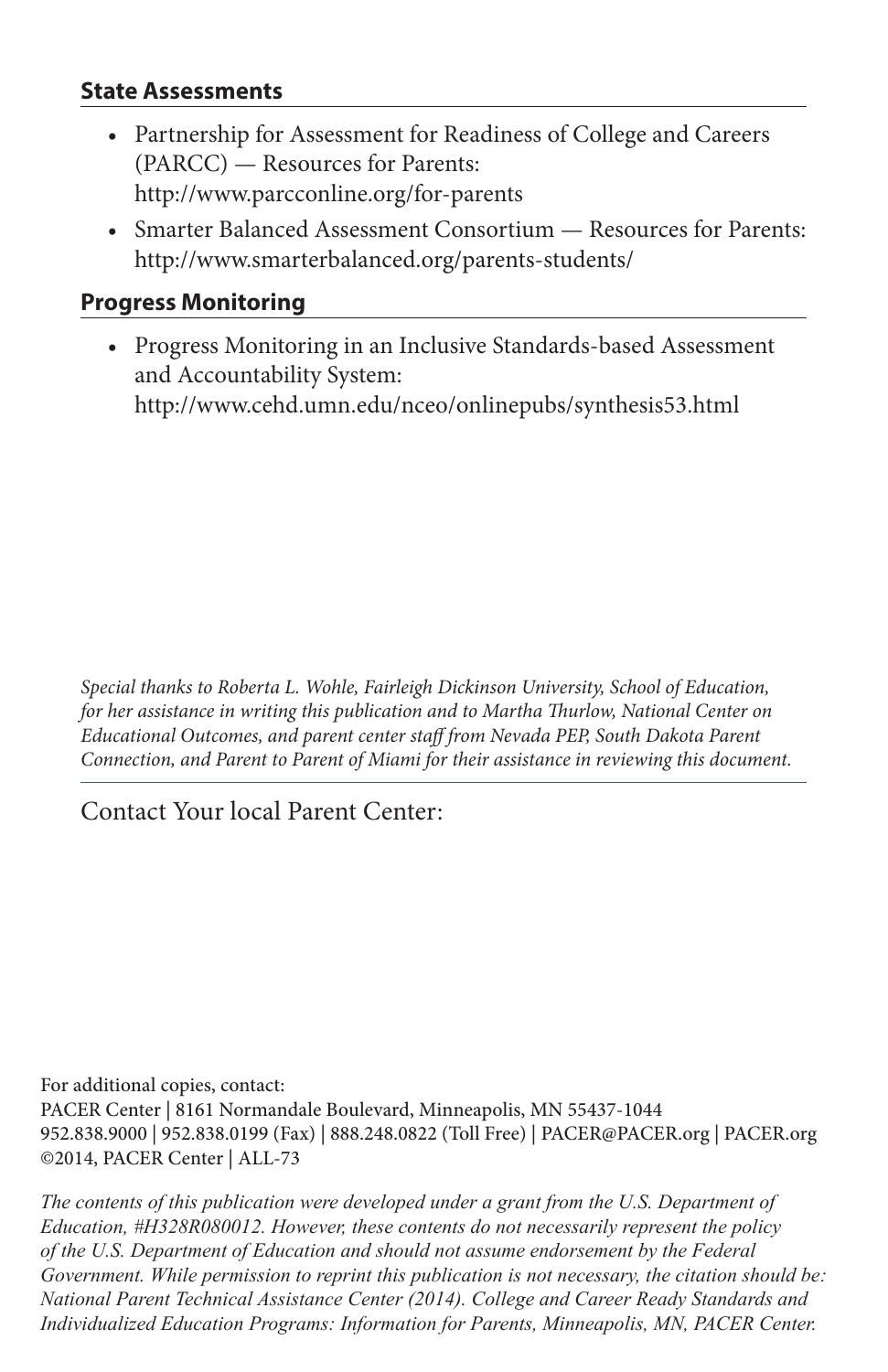### State Assessments

- Partnership for Assessment for Readiness of College and Careers (PARCC) — Resources for Parents: http://www.parcconline.org/for-parents
- Smarter Balanced Assessment Consortium — Resources for Parents: http://www.smarterbalanced.org/parents-students/

### Progress Monitoring

- Progress Monitoring in an Inclusive Standards-based Assessment and Accountability System: http://www.cehd.umn.edu/nceo/onlinepubs/synthesis53.html

*Special thanks to Roberta L. Wohle, Fairleigh Dickinson University, School of Education, for her assistance in writing this publication and to Martha Thurlow, National Center on Educational Outcomes, and parent center staff from Nevada PEP, South Dakota Parent Connection, and Parent to Parent of Miami for their assistance in reviewing this document.*

Contact Your local Parent Center:

For additional copies, contact:
PACER Center | 8161 Normandale Boulevard, Minneapolis, MN 55437-1044
952.838.9000 | 952.838.0199 (Fax) | 888.248.0822 (Toll Free) | PACER@PACER.org | PACER.org
©2014, PACER Center | ALL-73

*The contents of this publication were developed under a grant from the U.S. Department of Education, #H328R080012. However, these contents do not necessarily represent the policy of the U.S. Department of Education and should not assume endorsement by the Federal Government. While permission to reprint this publication is not necessary, the citation should be: National Parent Technical Assistance Center (2014). College and Career Ready Standards and Individualized Education Programs: Information for Parents, Minneapolis, MN, PACER Center.*